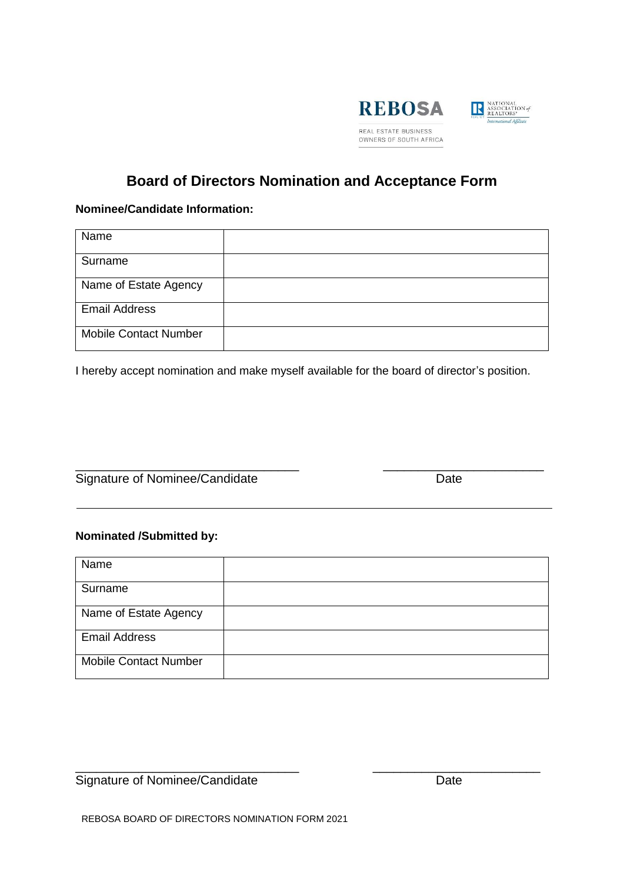REBOSA

REAL ESTATE BUSINESS OWNERS OF SOUTH AFRICA

NATIONAL ASSOCIATION of REALTORS® International Affiliate

# Board of Directors Nomination and Acceptance Form

**Nominee/Candidate Information:**

| | |
|---|---|
| Name | |
| Surname | |
| Name of Estate Agency | |
| Email Address | |
| Mobile Contact Number | |

I hereby accept nomination and make myself available for the board of director's position.

\_\_\_\_\_\_\_\_\_\_\_\_\_\_\_\_\_\_\_\_\_\_\_\_\_\_\_\_\_\_\_\_ \_\_\_\_\_\_\_\_\_\_\_\_\_\_\_\_\_\_\_\_\_\_\_

Signature of Nominee/Candidate Date

---

**Nominated /Submitted by:**

| | |
|---|---|
| Name | |
| Surname | |
| Name of Estate Agency | |
| Email Address | |
| Mobile Contact Number | |

\_\_\_\_\_\_\_\_\_\_\_\_\_\_\_\_\_\_\_\_\_\_\_\_\_\_\_\_\_\_\_\_ \_\_\_\_\_\_\_\_\_\_\_\_\_\_\_\_\_\_\_\_\_\_\_

Signature of Nominee/Candidate Date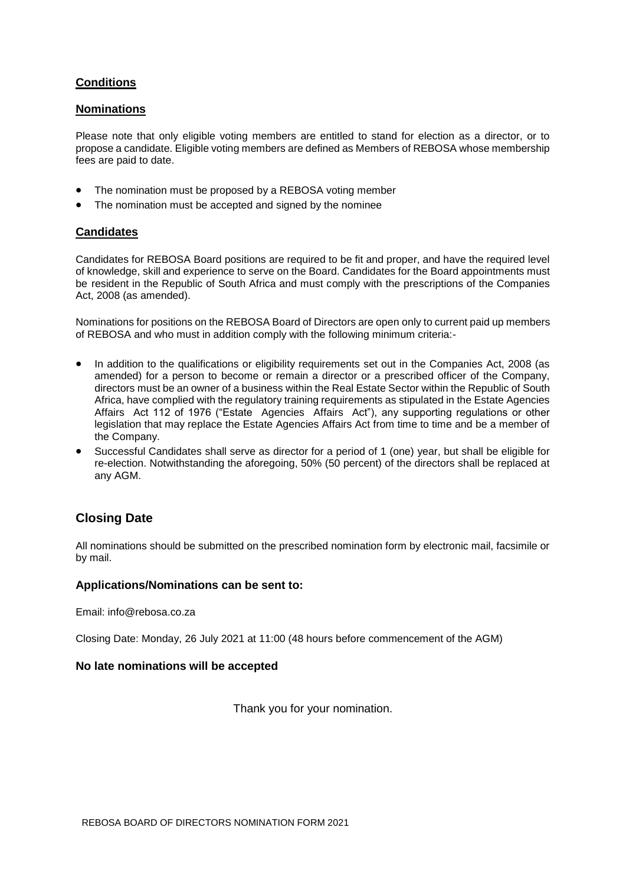## Conditions

### Nominations

Please note that only eligible voting members are entitled to stand for election as a director, or to propose a candidate. Eligible voting members are defined as Members of REBOSA whose membership fees are paid to date.

- The nomination must be proposed by a REBOSA voting member
- The nomination must be accepted and signed by the nominee

### Candidates

Candidates for REBOSA Board positions are required to be fit and proper, and have the required level of knowledge, skill and experience to serve on the Board. Candidates for the Board appointments must be resident in the Republic of South Africa and must comply with the prescriptions of the Companies Act, 2008 (as amended).

Nominations for positions on the REBOSA Board of Directors are open only to current paid up members of REBOSA and who must in addition comply with the following minimum criteria:-

- In addition to the qualifications or eligibility requirements set out in the Companies Act, 2008 (as amended) for a person to become or remain a director or a prescribed officer of the Company, directors must be an owner of a business within the Real Estate Sector within the Republic of South Africa, have complied with the regulatory training requirements as stipulated in the Estate Agencies Affairs Act 112 of 1976 ("Estate Agencies Affairs Act"), any supporting regulations or other legislation that may replace the Estate Agencies Affairs Act from time to time and be a member of the Company.
- Successful Candidates shall serve as director for a period of 1 (one) year, but shall be eligible for re-election. Notwithstanding the aforegoing, 50% (50 percent) of the directors shall be replaced at any AGM.

## Closing Date

All nominations should be submitted on the prescribed nomination form by electronic mail, facsimile or by mail.

### Applications/Nominations can be sent to:

Email: info@rebosa.co.za

Closing Date: Monday, 26 July 2021 at 11:00 (48 hours before commencement of the AGM)

### No late nominations will be accepted

Thank you for your nomination.